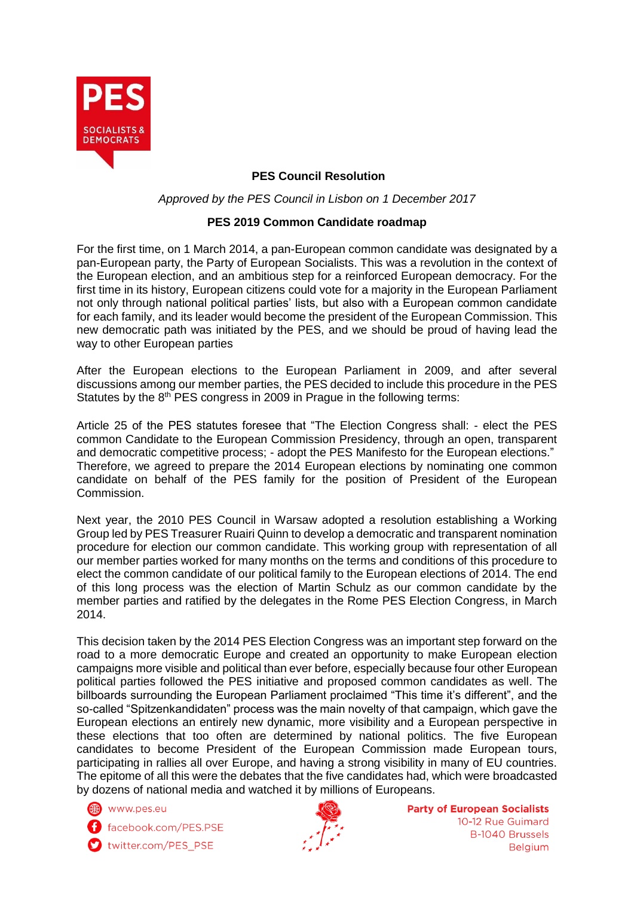**PES Council Resolution**

*Approved by the PES Council in Lisbon on 1 December 2017*

**PES 2019 Common Candidate roadmap**

For the first time, on 1 March 2014, a pan-European common candidate was designated by a pan-European party, the Party of European Socialists. This was a revolution in the context of the European election, and an ambitious step for a reinforced European democracy. For the first time in its history, European citizens could vote for a majority in the European Parliament not only through national political parties' lists, but also with a European common candidate for each family, and its leader would become the president of the European Commission. This new democratic path was initiated by the PES, and we should be proud of having lead the way to other European parties

After the European elections to the European Parliament in 2009, and after several discussions among our member parties, the PES decided to include this procedure in the PES Statutes by the 8th PES congress in 2009 in Prague in the following terms:

Article 25 of the PES statutes foresee that "The Election Congress shall: - elect the PES common Candidate to the European Commission Presidency, through an open, transparent and democratic competitive process; - adopt the PES Manifesto for the European elections." Therefore, we agreed to prepare the 2014 European elections by nominating one common candidate on behalf of the PES family for the position of President of the European Commission.

Next year, the 2010 PES Council in Warsaw adopted a resolution establishing a Working Group led by PES Treasurer Ruairi Quinn to develop a democratic and transparent nomination procedure for election our common candidate. This working group with representation of all our member parties worked for many months on the terms and conditions of this procedure to elect the common candidate of our political family to the European elections of 2014. The end of this long process was the election of Martin Schulz as our common candidate by the member parties and ratified by the delegates in the Rome PES Election Congress, in March 2014.

This decision taken by the 2014 PES Election Congress was an important step forward on the road to a more democratic Europe and created an opportunity to make European election campaigns more visible and political than ever before, especially because four other European political parties followed the PES initiative and proposed common candidates as well. The billboards surrounding the European Parliament proclaimed "This time it's different", and the so-called "Spitzenkandidaten" process was the main novelty of that campaign, which gave the European elections an entirely new dynamic, more visibility and a European perspective in these elections that too often are determined by national politics. The five European candidates to become President of the European Commission made European tours, participating in rallies all over Europe, and having a strong visibility in many of EU countries. The epitome of all this were the debates that the five candidates had, which were broadcasted by dozens of national media and watched it by millions of Europeans.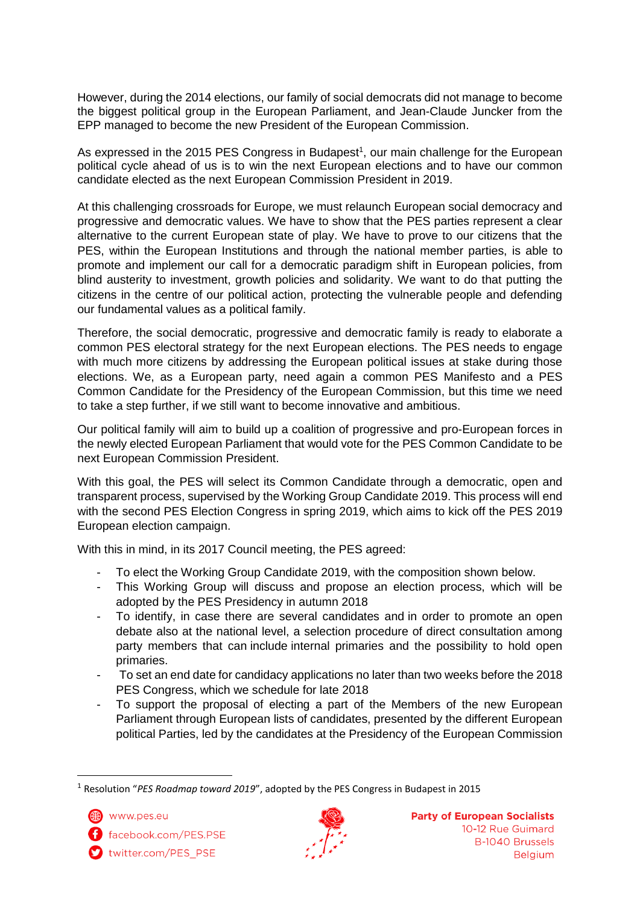However, during the 2014 elections, our family of social democrats did not manage to become the biggest political group in the European Parliament, and Jean-Claude Juncker from the EPP managed to become the new President of the European Commission.

As expressed in the 2015 PES Congress in Budapest[1], our main challenge for the European political cycle ahead of us is to win the next European elections and to have our common candidate elected as the next European Commission President in 2019.

At this challenging crossroads for Europe, we must relaunch European social democracy and progressive and democratic values. We have to show that the PES parties represent a clear alternative to the current European state of play. We have to prove to our citizens that the PES, within the European Institutions and through the national member parties, is able to promote and implement our call for a democratic paradigm shift in European policies, from blind austerity to investment, growth policies and solidarity. We want to do that putting the citizens in the centre of our political action, protecting the vulnerable people and defending our fundamental values as a political family.

Therefore, the social democratic, progressive and democratic family is ready to elaborate a common PES electoral strategy for the next European elections. The PES needs to engage with much more citizens by addressing the European political issues at stake during those elections. We, as a European party, need again a common PES Manifesto and a PES Common Candidate for the Presidency of the European Commission, but this time we need to take a step further, if we still want to become innovative and ambitious.

Our political family will aim to build up a coalition of progressive and pro-European forces in the newly elected European Parliament that would vote for the PES Common Candidate to be next European Commission President.

With this goal, the PES will select its Common Candidate through a democratic, open and transparent process, supervised by the Working Group Candidate 2019. This process will end with the second PES Election Congress in spring 2019, which aims to kick off the PES 2019 European election campaign.

With this in mind, in its 2017 Council meeting, the PES agreed:

- To elect the Working Group Candidate 2019, with the composition shown below.
- This Working Group will discuss and propose an election process, which will be adopted by the PES Presidency in autumn 2018
- To identify, in case there are several candidates and in order to promote an open debate also at the national level, a selection procedure of direct consultation among party members that can include internal primaries and the possibility to hold open primaries.
- To set an end date for candidacy applications no later than two weeks before the 2018 PES Congress, which we schedule for late 2018
- To support the proposal of electing a part of the Members of the new European Parliament through European lists of candidates, presented by the different European political Parties, led by the candidates at the Presidency of the European Commission

[1] Resolution "*PES Roadmap toward 2019*", adopted by the PES Congress in Budapest in 2015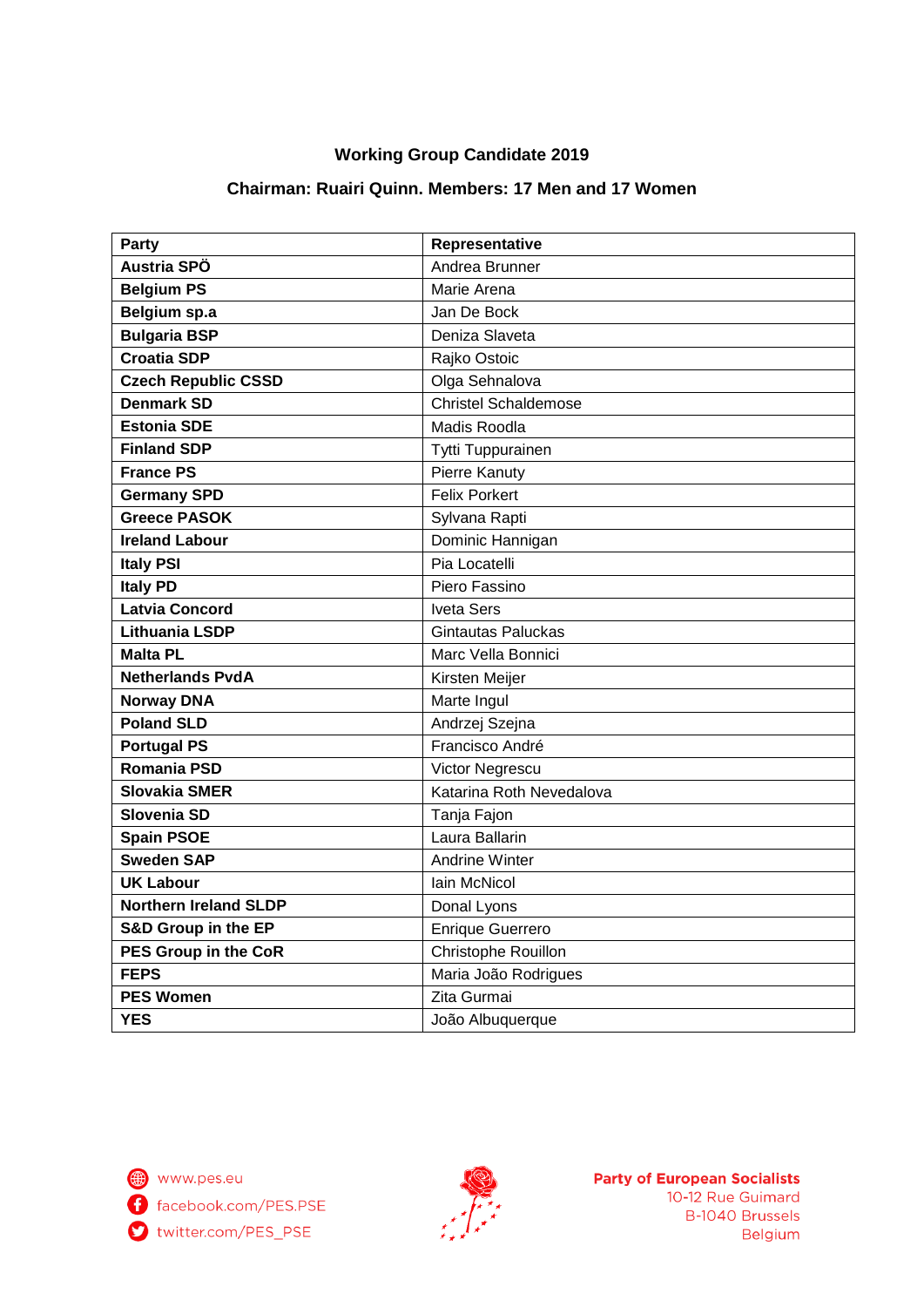**Working Group Candidate 2019**

**Chairman: Ruairi Quinn. Members: 17 Men and 17 Women**

| Party | Representative |
|---|---|
| **Austria SPÖ** | Andrea Brunner |
| **Belgium PS** | Marie Arena |
| **Belgium sp.a** | Jan De Bock |
| **Bulgaria BSP** | Deniza Slaveta |
| **Croatia SDP** | Rajko Ostoic |
| **Czech Republic CSSD** | Olga Sehnalova |
| **Denmark SD** | Christel Schaldemose |
| **Estonia SDE** | Madis Roodla |
| **Finland SDP** | Tytti Tuppurainen |
| **France PS** | Pierre Kanuty |
| **Germany SPD** | Felix Porkert |
| **Greece PASOK** | Sylvana Rapti |
| **Ireland Labour** | Dominic Hannigan |
| **Italy PSI** | Pia Locatelli |
| **Italy PD** | Piero Fassino |
| **Latvia Concord** | Iveta Sers |
| **Lithuania LSDP** | Gintautas Paluckas |
| **Malta PL** | Marc Vella Bonnici |
| **Netherlands PvdA** | Kirsten Meijer |
| **Norway DNA** | Marte Ingul |
| **Poland SLD** | Andrzej Szejna |
| **Portugal PS** | Francisco André |
| **Romania PSD** | Victor Negrescu |
| **Slovakia SMER** | Katarina Roth Nevedalova |
| **Slovenia SD** | Tanja Fajon |
| **Spain PSOE** | Laura Ballarin |
| **Sweden SAP** | Andrine Winter |
| **UK Labour** | Iain McNicol |
| **Northern Ireland SLDP** | Donal Lyons |
| **S&D Group in the EP** | Enrique Guerrero |
| **PES Group in the CoR** | Christophe Rouillon |
| **FEPS** | Maria João Rodrigues |
| **PES Women** | Zita Gurmai |
| **YES** | João Albuquerque |

www.pes.eu
facebook.com/PES.PSE
twitter.com/PES_PSE

**Party of European Socialists**
10-12 Rue Guimard
B-1040 Brussels
Belgium